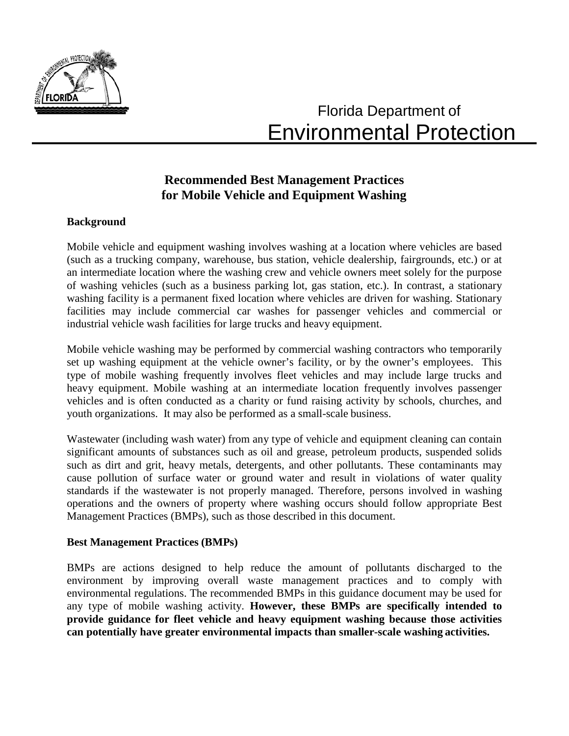Florida Department of
Environmental Protection

# Recommended Best Management Practices for Mobile Vehicle and Equipment Washing

## Background

Mobile vehicle and equipment washing involves washing at a location where vehicles are based (such as a trucking company, warehouse, bus station, vehicle dealership, fairgrounds, etc.) or at an intermediate location where the washing crew and vehicle owners meet solely for the purpose of washing vehicles (such as a business parking lot, gas station, etc.). In contrast, a stationary washing facility is a permanent fixed location where vehicles are driven for washing. Stationary facilities may include commercial car washes for passenger vehicles and commercial or industrial vehicle wash facilities for large trucks and heavy equipment.

Mobile vehicle washing may be performed by commercial washing contractors who temporarily set up washing equipment at the vehicle owner's facility, or by the owner's employees. This type of mobile washing frequently involves fleet vehicles and may include large trucks and heavy equipment. Mobile washing at an intermediate location frequently involves passenger vehicles and is often conducted as a charity or fund raising activity by schools, churches, and youth organizations. It may also be performed as a small-scale business.

Wastewater (including wash water) from any type of vehicle and equipment cleaning can contain significant amounts of substances such as oil and grease, petroleum products, suspended solids such as dirt and grit, heavy metals, detergents, and other pollutants. These contaminants may cause pollution of surface water or ground water and result in violations of water quality standards if the wastewater is not properly managed. Therefore, persons involved in washing operations and the owners of property where washing occurs should follow appropriate Best Management Practices (BMPs), such as those described in this document.

## Best Management Practices (BMPs)

BMPs are actions designed to help reduce the amount of pollutants discharged to the environment by improving overall waste management practices and to comply with environmental regulations. The recommended BMPs in this guidance document may be used for any type of mobile washing activity. **However, these BMPs are specifically intended to provide guidance for fleet vehicle and heavy equipment washing because those activities can potentially have greater environmental impacts than smaller-scale washing activities.**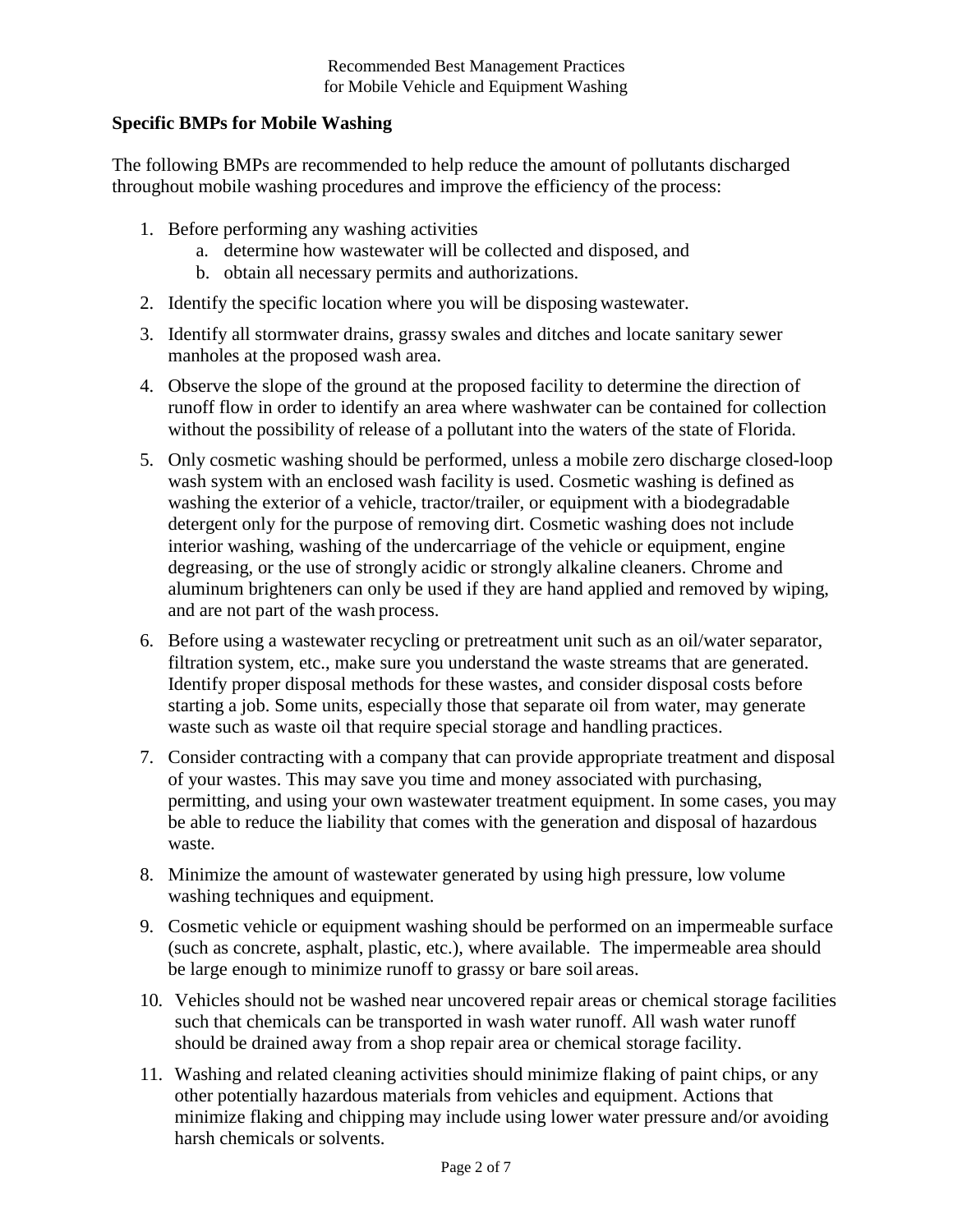## Specific BMPs for Mobile Washing

The following BMPs are recommended to help reduce the amount of pollutants discharged throughout mobile washing procedures and improve the efficiency of the process:

1. Before performing any washing activities
   a. determine how wastewater will be collected and disposed, and
   b. obtain all necessary permits and authorizations.
2. Identify the specific location where you will be disposing wastewater.
3. Identify all stormwater drains, grassy swales and ditches and locate sanitary sewer manholes at the proposed wash area.
4. Observe the slope of the ground at the proposed facility to determine the direction of runoff flow in order to identify an area where washwater can be contained for collection without the possibility of release of a pollutant into the waters of the state of Florida.
5. Only cosmetic washing should be performed, unless a mobile zero discharge closed-loop wash system with an enclosed wash facility is used. Cosmetic washing is defined as washing the exterior of a vehicle, tractor/trailer, or equipment with a biodegradable detergent only for the purpose of removing dirt. Cosmetic washing does not include interior washing, washing of the undercarriage of the vehicle or equipment, engine degreasing, or the use of strongly acidic or strongly alkaline cleaners. Chrome and aluminum brighteners can only be used if they are hand applied and removed by wiping, and are not part of the wash process.
6. Before using a wastewater recycling or pretreatment unit such as an oil/water separator, filtration system, etc., make sure you understand the waste streams that are generated. Identify proper disposal methods for these wastes, and consider disposal costs before starting a job. Some units, especially those that separate oil from water, may generate waste such as waste oil that require special storage and handling practices.
7. Consider contracting with a company that can provide appropriate treatment and disposal of your wastes. This may save you time and money associated with purchasing, permitting, and using your own wastewater treatment equipment. In some cases, you may be able to reduce the liability that comes with the generation and disposal of hazardous waste.
8. Minimize the amount of wastewater generated by using high pressure, low volume washing techniques and equipment.
9. Cosmetic vehicle or equipment washing should be performed on an impermeable surface (such as concrete, asphalt, plastic, etc.), where available. The impermeable area should be large enough to minimize runoff to grassy or bare soil areas.
10. Vehicles should not be washed near uncovered repair areas or chemical storage facilities such that chemicals can be transported in wash water runoff. All wash water runoff should be drained away from a shop repair area or chemical storage facility.
11. Washing and related cleaning activities should minimize flaking of paint chips, or any other potentially hazardous materials from vehicles and equipment. Actions that minimize flaking and chipping may include using lower water pressure and/or avoiding harsh chemicals or solvents.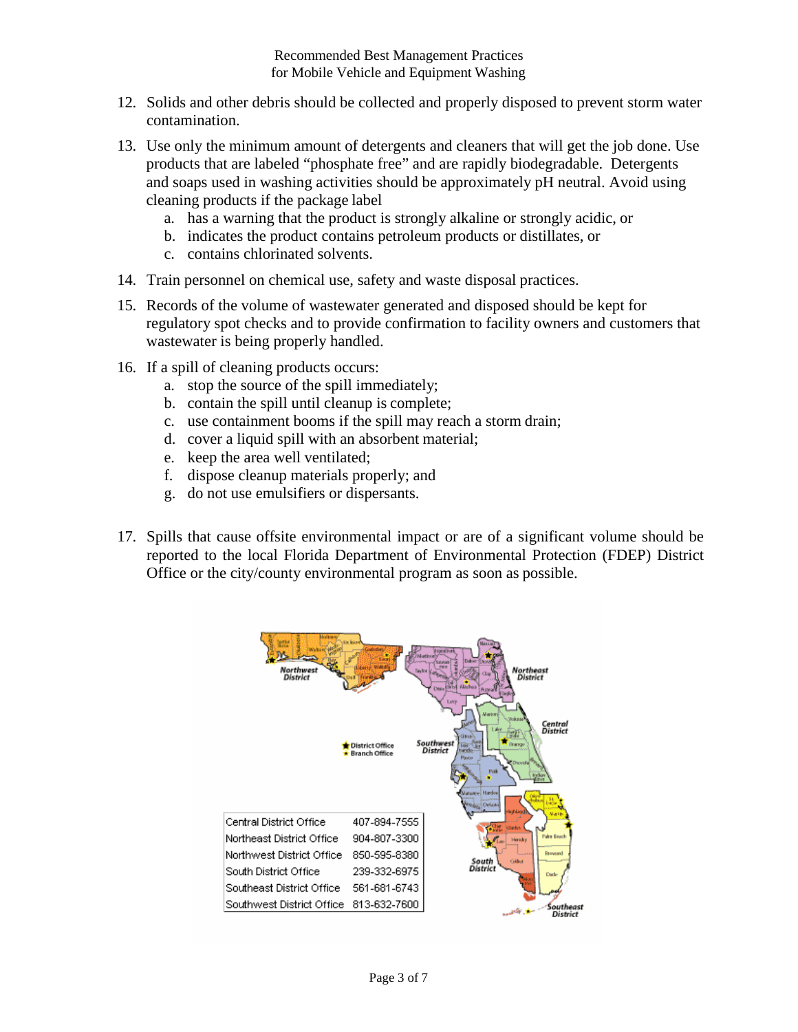12. Solids and other debris should be collected and properly disposed to prevent storm water contamination.

13. Use only the minimum amount of detergents and cleaners that will get the job done. Use products that are labeled "phosphate free" and are rapidly biodegradable. Detergents and soaps used in washing activities should be approximately pH neutral. Avoid using cleaning products if the package label
    a. has a warning that the product is strongly alkaline or strongly acidic, or
    b. indicates the product contains petroleum products or distillates, or
    c. contains chlorinated solvents.

14. Train personnel on chemical use, safety and waste disposal practices.

15. Records of the volume of wastewater generated and disposed should be kept for regulatory spot checks and to provide confirmation to facility owners and customers that wastewater is being properly handled.

16. If a spill of cleaning products occurs:
    a. stop the source of the spill immediately;
    b. contain the spill until cleanup is complete;
    c. use containment booms if the spill may reach a storm drain;
    d. cover a liquid spill with an absorbent material;
    e. keep the area well ventilated;
    f. dispose cleanup materials properly; and
    g. do not use emulsifiers or dispersants.

17. Spills that cause offsite environmental impact or are of a significant volume should be reported to the local Florida Department of Environmental Protection (FDEP) District Office or the city/county environmental program as soon as possible.

| | |
|---|---|
| Central District Office | 407-894-7555 |
| Northeast District Office | 904-807-3300 |
| Northwest District Office | 850-595-8380 |
| South District Office | 239-332-6975 |
| Southeast District Office | 561-681-6743 |
| Southwest District Office | 813-632-7600 |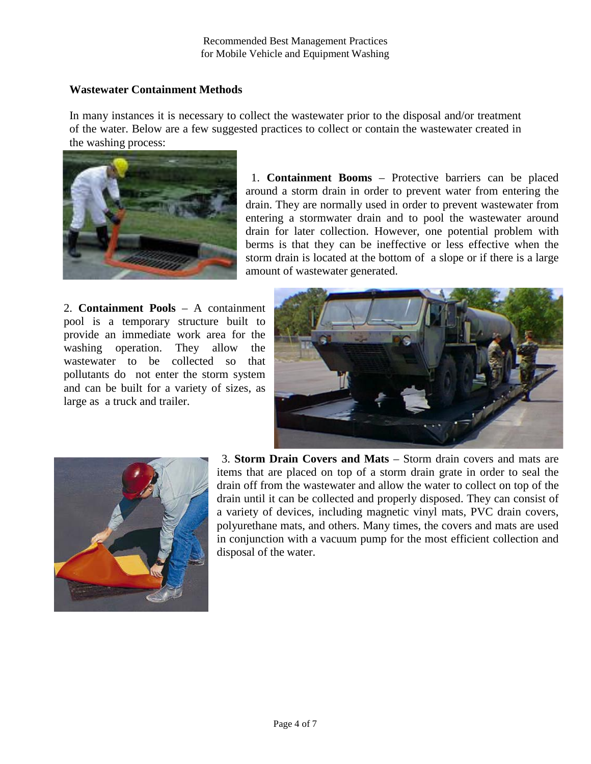### Wastewater Containment Methods

In many instances it is necessary to collect the wastewater prior to the disposal and/or treatment of the water. Below are a few suggested practices to collect or contain the wastewater created in the washing process:

1. **Containment Booms** – Protective barriers can be placed around a storm drain in order to prevent water from entering the drain. They are normally used in order to prevent wastewater from entering a stormwater drain and to pool the wastewater around drain for later collection. However, one potential problem with berms is that they can be ineffective or less effective when the storm drain is located at the bottom of a slope or if there is a large amount of wastewater generated.

2. **Containment Pools** – A containment pool is a temporary structure built to provide an immediate work area for the washing operation. They allow the wastewater to be collected so that pollutants do not enter the storm system and can be built for a variety of sizes, as large as a truck and trailer.

3. **Storm Drain Covers and Mats** – Storm drain covers and mats are items that are placed on top of a storm drain grate in order to seal the drain off from the wastewater and allow the water to collect on top of the drain until it can be collected and properly disposed. They can consist of a variety of devices, including magnetic vinyl mats, PVC drain covers, polyurethane mats, and others. Many times, the covers and mats are used in conjunction with a vacuum pump for the most efficient collection and disposal of the water.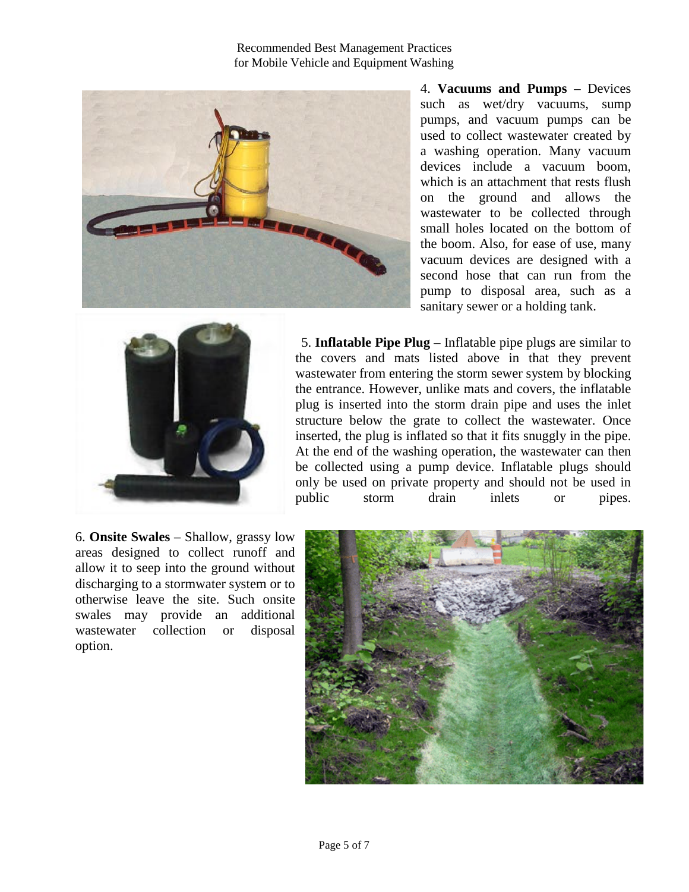4. **Vacuums and Pumps** – Devices such as wet/dry vacuums, sump pumps, and vacuum pumps can be used to collect wastewater created by a washing operation. Many vacuum devices include a vacuum boom, which is an attachment that rests flush on the ground and allows the wastewater to be collected through small holes located on the bottom of the boom. Also, for ease of use, many vacuum devices are designed with a second hose that can run from the pump to disposal area, such as a sanitary sewer or a holding tank.

5. **Inflatable Pipe Plug** – Inflatable pipe plugs are similar to the covers and mats listed above in that they prevent wastewater from entering the storm sewer system by blocking the entrance. However, unlike mats and covers, the inflatable plug is inserted into the storm drain pipe and uses the inlet structure below the grate to collect the wastewater. Once inserted, the plug is inflated so that it fits snuggly in the pipe. At the end of the washing operation, the wastewater can then be collected using a pump device. Inflatable plugs should only be used on private property and should not be used in public storm drain inlets or pipes.

6. **Onsite Swales** – Shallow, grassy low areas designed to collect runoff and allow it to seep into the ground without discharging to a stormwater system or to otherwise leave the site. Such onsite swales may provide an additional wastewater collection or disposal option.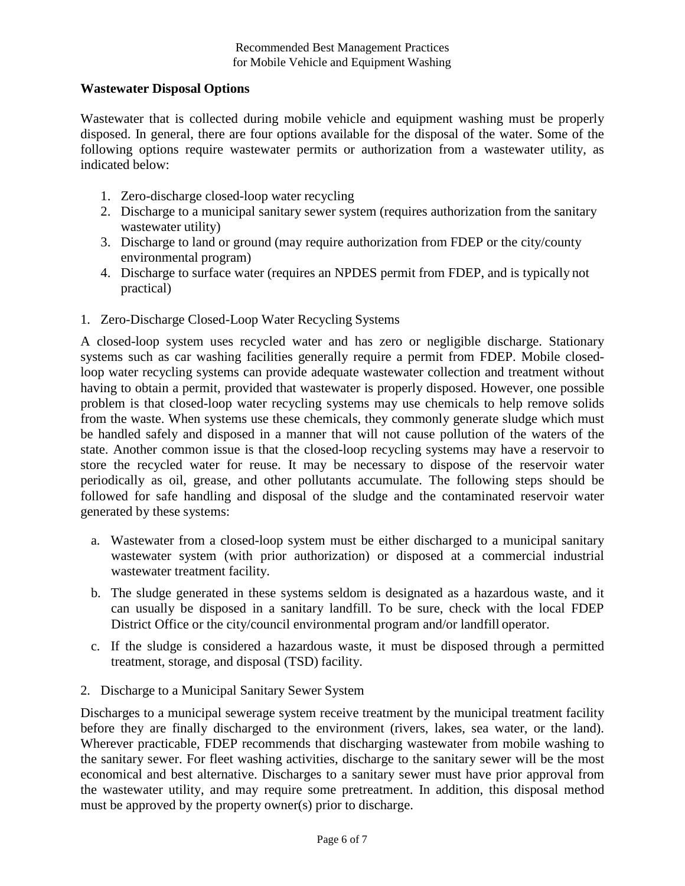## Wastewater Disposal Options

Wastewater that is collected during mobile vehicle and equipment washing must be properly disposed. In general, there are four options available for the disposal of the water. Some of the following options require wastewater permits or authorization from a wastewater utility, as indicated below:

1. Zero-discharge closed-loop water recycling
2. Discharge to a municipal sanitary sewer system (requires authorization from the sanitary wastewater utility)
3. Discharge to land or ground (may require authorization from FDEP or the city/county environmental program)
4. Discharge to surface water (requires an NPDES permit from FDEP, and is typically not practical)

### 1. Zero-Discharge Closed-Loop Water Recycling Systems

A closed-loop system uses recycled water and has zero or negligible discharge. Stationary systems such as car washing facilities generally require a permit from FDEP. Mobile closed-loop water recycling systems can provide adequate wastewater collection and treatment without having to obtain a permit, provided that wastewater is properly disposed. However, one possible problem is that closed-loop water recycling systems may use chemicals to help remove solids from the waste. When systems use these chemicals, they commonly generate sludge which must be handled safely and disposed in a manner that will not cause pollution of the waters of the state. Another common issue is that the closed-loop recycling systems may have a reservoir to store the recycled water for reuse. It may be necessary to dispose of the reservoir water periodically as oil, grease, and other pollutants accumulate. The following steps should be followed for safe handling and disposal of the sludge and the contaminated reservoir water generated by these systems:

a. Wastewater from a closed-loop system must be either discharged to a municipal sanitary wastewater system (with prior authorization) or disposed at a commercial industrial wastewater treatment facility.

b. The sludge generated in these systems seldom is designated as a hazardous waste, and it can usually be disposed in a sanitary landfill. To be sure, check with the local FDEP District Office or the city/council environmental program and/or landfill operator.

c. If the sludge is considered a hazardous waste, it must be disposed through a permitted treatment, storage, and disposal (TSD) facility.

### 2. Discharge to a Municipal Sanitary Sewer System

Discharges to a municipal sewerage system receive treatment by the municipal treatment facility before they are finally discharged to the environment (rivers, lakes, sea water, or the land). Wherever practicable, FDEP recommends that discharging wastewater from mobile washing to the sanitary sewer. For fleet washing activities, discharge to the sanitary sewer will be the most economical and best alternative. Discharges to a sanitary sewer must have prior approval from the wastewater utility, and may require some pretreatment. In addition, this disposal method must be approved by the property owner(s) prior to discharge.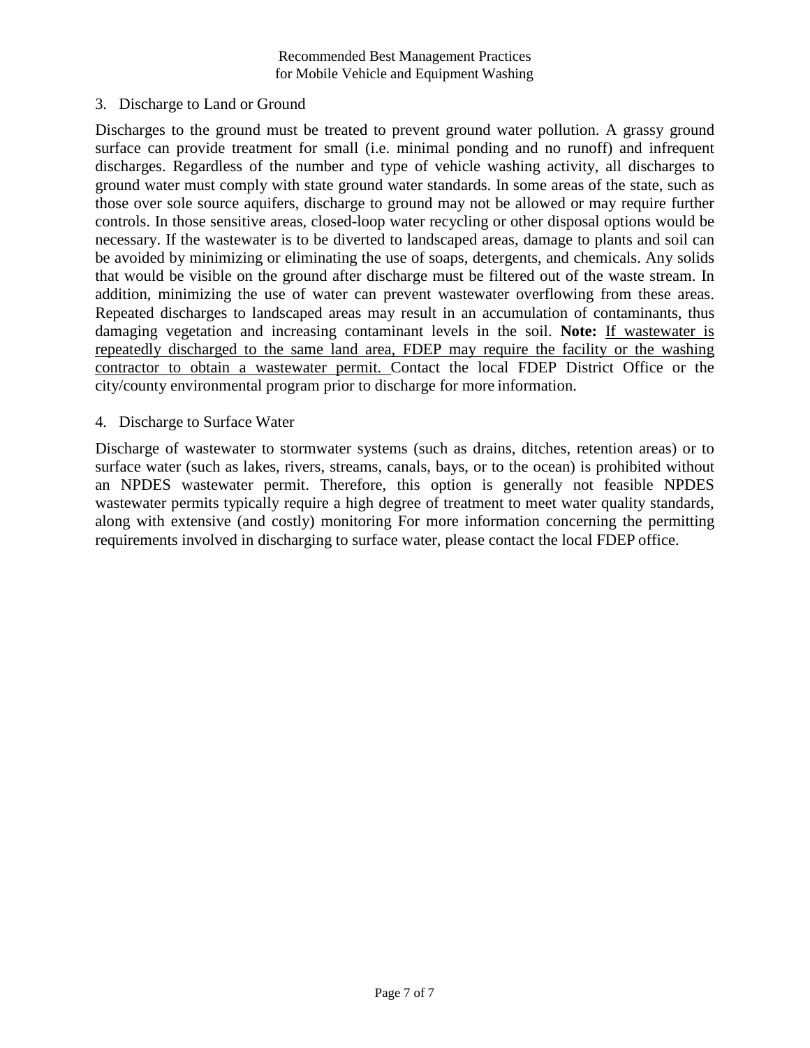3. Discharge to Land or Ground

Discharges to the ground must be treated to prevent ground water pollution. A grassy ground surface can provide treatment for small (i.e. minimal ponding and no runoff) and infrequent discharges. Regardless of the number and type of vehicle washing activity, all discharges to ground water must comply with state ground water standards. In some areas of the state, such as those over sole source aquifers, discharge to ground may not be allowed or may require further controls. In those sensitive areas, closed-loop water recycling or other disposal options would be necessary. If the wastewater is to be diverted to landscaped areas, damage to plants and soil can be avoided by minimizing or eliminating the use of soaps, detergents, and chemicals. Any solids that would be visible on the ground after discharge must be filtered out of the waste stream. In addition, minimizing the use of water can prevent wastewater overflowing from these areas. Repeated discharges to landscaped areas may result in an accumulation of contaminants, thus damaging vegetation and increasing contaminant levels in the soil. **Note:** <u>If wastewater is repeatedly discharged to the same land area, FDEP may require the facility or the washing contractor to obtain a wastewater permit.</u> Contact the local FDEP District Office or the city/county environmental program prior to discharge for more information.

4. Discharge to Surface Water

Discharge of wastewater to stormwater systems (such as drains, ditches, retention areas) or to surface water (such as lakes, rivers, streams, canals, bays, or to the ocean) is prohibited without an NPDES wastewater permit. Therefore, this option is generally not feasible NPDES wastewater permits typically require a high degree of treatment to meet water quality standards, along with extensive (and costly) monitoring For more information concerning the permitting requirements involved in discharging to surface water, please contact the local FDEP office.